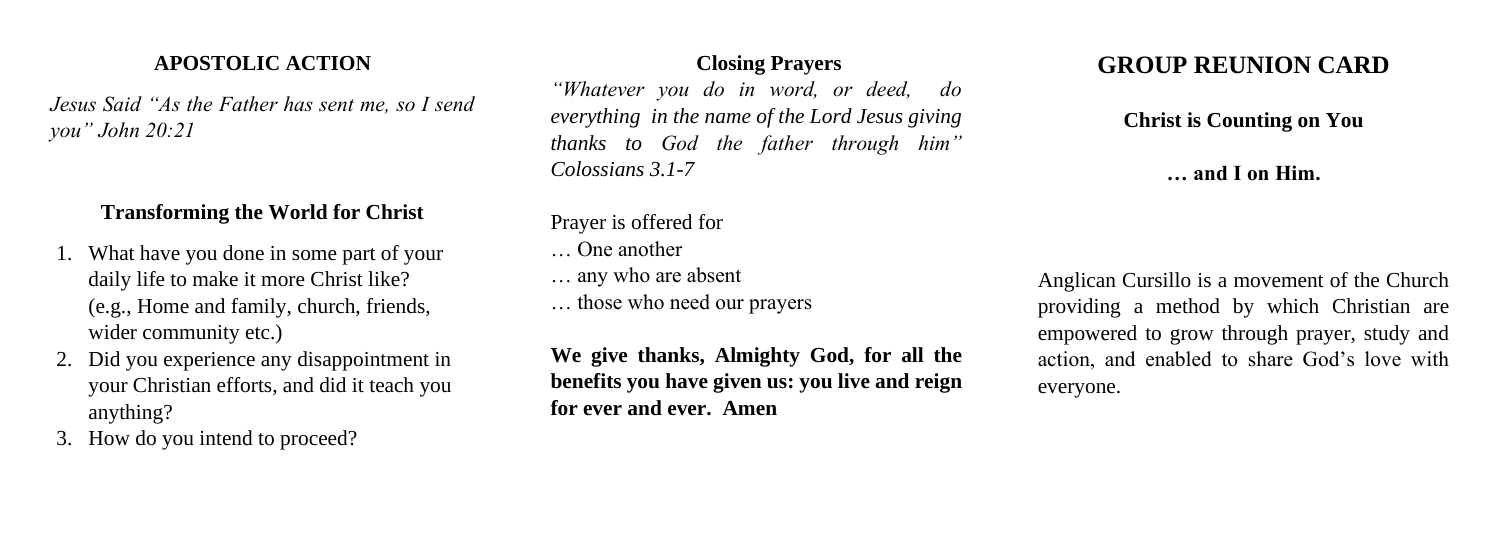## APOSTOLIC ACTION

*Jesus Said "As the Father has sent me, so I send you" John 20:21*

### Transforming the World for Christ

1. What have you done in some part of your daily life to make it more Christ like? (e.g., Home and family, church, friends, wider community etc.)
2. Did you experience any disappointment in your Christian efforts, and did it teach you anything?
3. How do you intend to proceed?

### Closing Prayers

*"Whatever you do in word, or deed, do everything in the name of the Lord Jesus giving thanks to God the father through him" Colossians 3.1-7*

Prayer is offered for
… One another
… any who are absent
… those who need our prayers

**We give thanks, Almighty God, for all the benefits you have given us: you live and reign for ever and ever. Amen**

# GROUP REUNION CARD

**Christ is Counting on You**

**… and I on Him.**

Anglican Cursillo is a movement of the Church providing a method by which Christian are empowered to grow through prayer, study and action, and enabled to share God's love with everyone.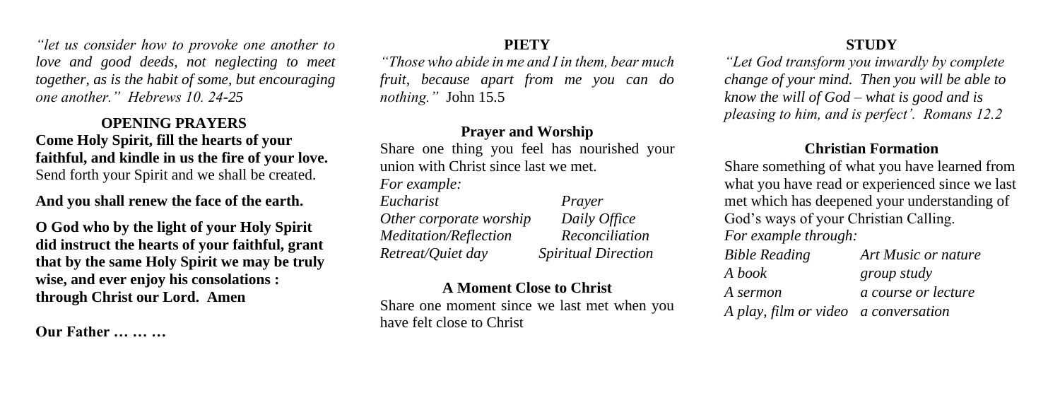*"let us consider how to provoke one another to love and good deeds, not neglecting to meet together, as is the habit of some, but encouraging one another." Hebrews 10. 24-25*

## OPENING PRAYERS

**Come Holy Spirit, fill the hearts of your faithful, and kindle in us the fire of your love.**
Send forth your Spirit and we shall be created.

**And you shall renew the face of the earth.**

**O God who by the light of your Holy Spirit did instruct the hearts of your faithful, grant that by the same Holy Spirit we may be truly wise, and ever enjoy his consolations : through Christ our Lord. Amen**

**Our Father … … …**

## PIETY

*"Those who abide in me and I in them, bear much fruit, because apart from me you can do nothing."* John 15.5

### Prayer and Worship

Share one thing you feel has nourished your union with Christ since last we met.

*For example:*

| | |
|---|---|
| *Eucharist* | *Prayer* |
| *Other corporate worship* | *Daily Office* |
| *Meditation/Reflection* | *Reconciliation* |
| *Retreat/Quiet day* | *Spiritual Direction* |

### A Moment Close to Christ

Share one moment since we last met when you have felt close to Christ

## STUDY

*"Let God transform you inwardly by complete change of your mind. Then you will be able to know the will of God – what is good and is pleasing to him, and is perfect'. Romans 12.2*

### Christian Formation

Share something of what you have learned from what you have read or experienced since we last met which has deepened your understanding of God's ways of your Christian Calling.

*For example through:*

| | |
|---|---|
| *Bible Reading* | *Art Music or nature* |
| *A book* | *group study* |
| *A sermon* | *a course or lecture* |
| *A play, film or video* | *a conversation* |